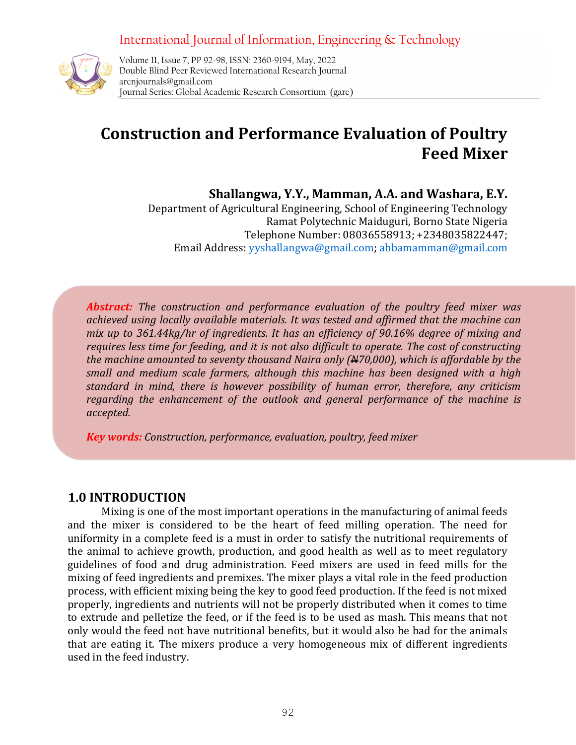# Construction and Performance Evaluation of Poultry Feed Mixer

**Shallangwa, Y.Y., Mamman, A.A. and Washara, E.Y.**

Department of Agricultural Engineering, School of Engineering Technology
Ramat Polytechnic Maiduguri, Borno State Nigeria
Telephone Number: 08036558913; +2348035822447;
Email Address: yyshallangwa@gmail.com; abbamamman@gmail.com

***Abstract:*** *The construction and performance evaluation of the poultry feed mixer was achieved using locally available materials. It was tested and affirmed that the machine can mix up to 361.44kg/hr of ingredients. It has an efficiency of 90.16% degree of mixing and requires less time for feeding, and it is not also difficult to operate. The cost of constructing the machine amounted to seventy thousand Naira only (₦70,000), which is affordable by the small and medium scale farmers, although this machine has been designed with a high standard in mind, there is however possibility of human error, therefore, any criticism regarding the enhancement of the outlook and general performance of the machine is accepted.*

***Key words:*** *Construction, performance, evaluation, poultry, feed mixer*

## 1.0 INTRODUCTION

Mixing is one of the most important operations in the manufacturing of animal feeds and the mixer is considered to be the heart of feed milling operation. The need for uniformity in a complete feed is a must in order to satisfy the nutritional requirements of the animal to achieve growth, production, and good health as well as to meet regulatory guidelines of food and drug administration. Feed mixers are used in feed mills for the mixing of feed ingredients and premixes. The mixer plays a vital role in the feed production process, with efficient mixing being the key to good feed production. If the feed is not mixed properly, ingredients and nutrients will not be properly distributed when it comes to time to extrude and pelletize the feed, or if the feed is to be used as mash. This means that not only would the feed not have nutritional benefits, but it would also be bad for the animals that are eating it. The mixers produce a very homogeneous mix of different ingredients used in the feed industry.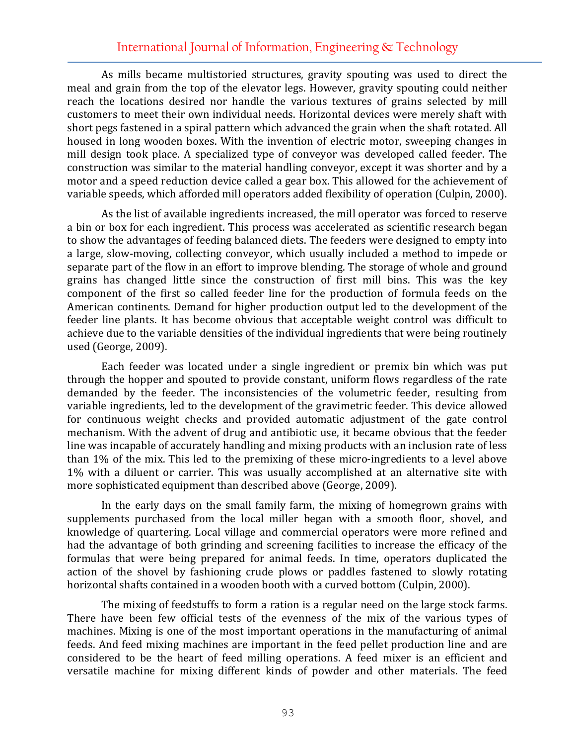As mills became multistoried structures, gravity spouting was used to direct the meal and grain from the top of the elevator legs. However, gravity spouting could neither reach the locations desired nor handle the various textures of grains selected by mill customers to meet their own individual needs. Horizontal devices were merely shaft with short pegs fastened in a spiral pattern which advanced the grain when the shaft rotated. All housed in long wooden boxes. With the invention of electric motor, sweeping changes in mill design took place. A specialized type of conveyor was developed called feeder. The construction was similar to the material handling conveyor, except it was shorter and by a motor and a speed reduction device called a gear box. This allowed for the achievement of variable speeds, which afforded mill operators added flexibility of operation (Culpin, 2000).

As the list of available ingredients increased, the mill operator was forced to reserve a bin or box for each ingredient. This process was accelerated as scientific research began to show the advantages of feeding balanced diets. The feeders were designed to empty into a large, slow-moving, collecting conveyor, which usually included a method to impede or separate part of the flow in an effort to improve blending. The storage of whole and ground grains has changed little since the construction of first mill bins. This was the key component of the first so called feeder line for the production of formula feeds on the American continents. Demand for higher production output led to the development of the feeder line plants. It has become obvious that acceptable weight control was difficult to achieve due to the variable densities of the individual ingredients that were being routinely used (George, 2009).

Each feeder was located under a single ingredient or premix bin which was put through the hopper and spouted to provide constant, uniform flows regardless of the rate demanded by the feeder. The inconsistencies of the volumetric feeder, resulting from variable ingredients, led to the development of the gravimetric feeder. This device allowed for continuous weight checks and provided automatic adjustment of the gate control mechanism. With the advent of drug and antibiotic use, it became obvious that the feeder line was incapable of accurately handling and mixing products with an inclusion rate of less than 1% of the mix. This led to the premixing of these micro-ingredients to a level above 1% with a diluent or carrier. This was usually accomplished at an alternative site with more sophisticated equipment than described above (George, 2009).

In the early days on the small family farm, the mixing of homegrown grains with supplements purchased from the local miller began with a smooth floor, shovel, and knowledge of quartering. Local village and commercial operators were more refined and had the advantage of both grinding and screening facilities to increase the efficacy of the formulas that were being prepared for animal feeds. In time, operators duplicated the action of the shovel by fashioning crude plows or paddles fastened to slowly rotating horizontal shafts contained in a wooden booth with a curved bottom (Culpin, 2000).

The mixing of feedstuffs to form a ration is a regular need on the large stock farms. There have been few official tests of the evenness of the mix of the various types of machines. Mixing is one of the most important operations in the manufacturing of animal feeds. And feed mixing machines are important in the feed pellet production line and are considered to be the heart of feed milling operations. A feed mixer is an efficient and versatile machine for mixing different kinds of powder and other materials. The feed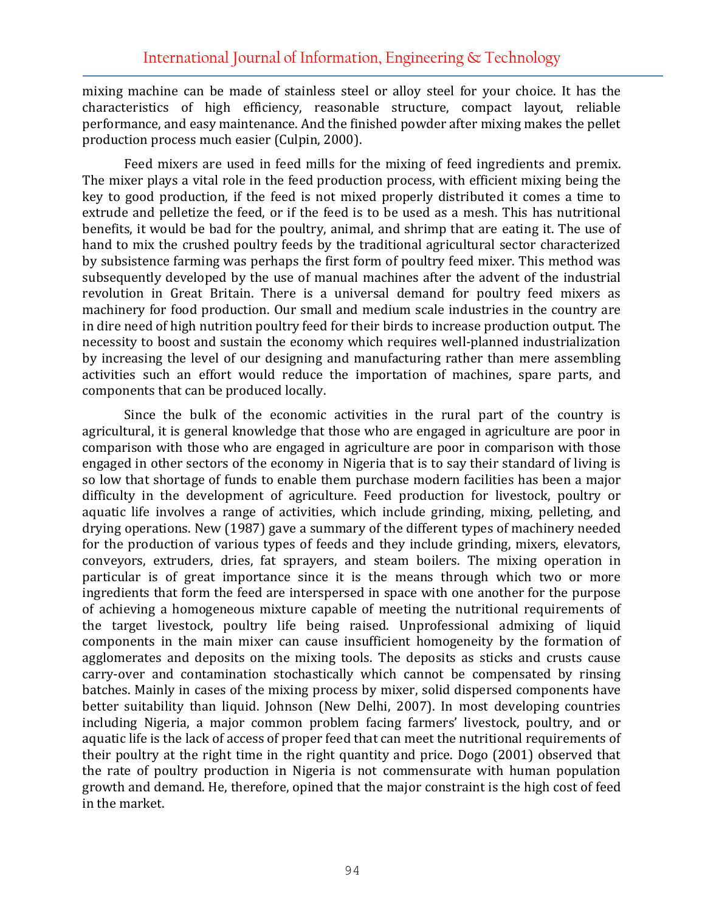mixing machine can be made of stainless steel or alloy steel for your choice. It has the characteristics of high efficiency, reasonable structure, compact layout, reliable performance, and easy maintenance. And the finished powder after mixing makes the pellet production process much easier (Culpin, 2000).

Feed mixers are used in feed mills for the mixing of feed ingredients and premix. The mixer plays a vital role in the feed production process, with efficient mixing being the key to good production, if the feed is not mixed properly distributed it comes a time to extrude and pelletize the feed, or if the feed is to be used as a mesh. This has nutritional benefits, it would be bad for the poultry, animal, and shrimp that are eating it. The use of hand to mix the crushed poultry feeds by the traditional agricultural sector characterized by subsistence farming was perhaps the first form of poultry feed mixer. This method was subsequently developed by the use of manual machines after the advent of the industrial revolution in Great Britain. There is a universal demand for poultry feed mixers as machinery for food production. Our small and medium scale industries in the country are in dire need of high nutrition poultry feed for their birds to increase production output. The necessity to boost and sustain the economy which requires well-planned industrialization by increasing the level of our designing and manufacturing rather than mere assembling activities such an effort would reduce the importation of machines, spare parts, and components that can be produced locally.

Since the bulk of the economic activities in the rural part of the country is agricultural, it is general knowledge that those who are engaged in agriculture are poor in comparison with those who are engaged in agriculture are poor in comparison with those engaged in other sectors of the economy in Nigeria that is to say their standard of living is so low that shortage of funds to enable them purchase modern facilities has been a major difficulty in the development of agriculture. Feed production for livestock, poultry or aquatic life involves a range of activities, which include grinding, mixing, pelleting, and drying operations. New (1987) gave a summary of the different types of machinery needed for the production of various types of feeds and they include grinding, mixers, elevators, conveyors, extruders, dries, fat sprayers, and steam boilers. The mixing operation in particular is of great importance since it is the means through which two or more ingredients that form the feed are interspersed in space with one another for the purpose of achieving a homogeneous mixture capable of meeting the nutritional requirements of the target livestock, poultry life being raised. Unprofessional admixing of liquid components in the main mixer can cause insufficient homogeneity by the formation of agglomerates and deposits on the mixing tools. The deposits as sticks and crusts cause carry-over and contamination stochastically which cannot be compensated by rinsing batches. Mainly in cases of the mixing process by mixer, solid dispersed components have better suitability than liquid. Johnson (New Delhi, 2007). In most developing countries including Nigeria, a major common problem facing farmers' livestock, poultry, and or aquatic life is the lack of access of proper feed that can meet the nutritional requirements of their poultry at the right time in the right quantity and price. Dogo (2001) observed that the rate of poultry production in Nigeria is not commensurate with human population growth and demand. He, therefore, opined that the major constraint is the high cost of feed in the market.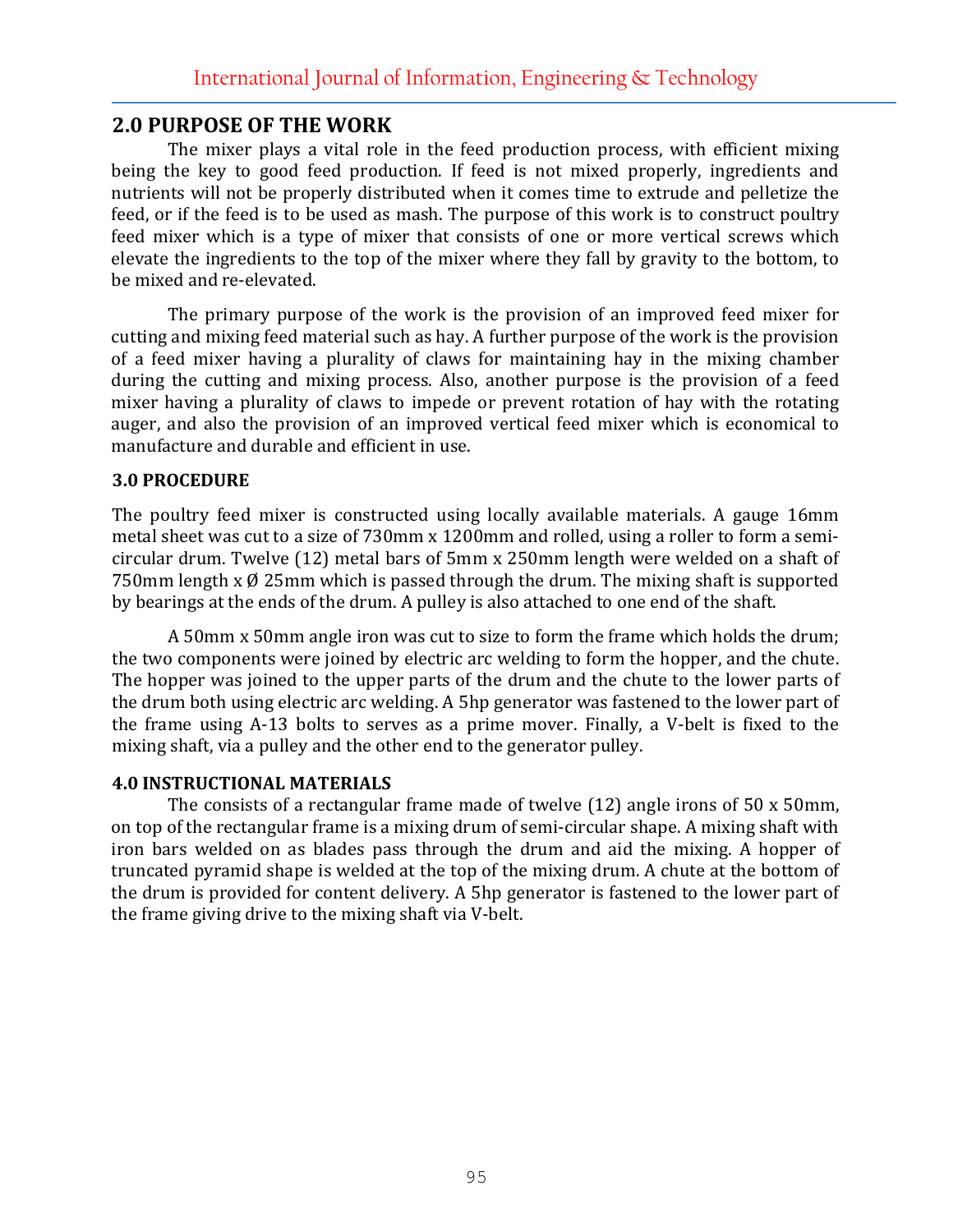## 2.0 PURPOSE OF THE WORK

The mixer plays a vital role in the feed production process, with efficient mixing being the key to good feed production. If feed is not mixed properly, ingredients and nutrients will not be properly distributed when it comes time to extrude and pelletize the feed, or if the feed is to be used as mash. The purpose of this work is to construct poultry feed mixer which is a type of mixer that consists of one or more vertical screws which elevate the ingredients to the top of the mixer where they fall by gravity to the bottom, to be mixed and re-elevated.

The primary purpose of the work is the provision of an improved feed mixer for cutting and mixing feed material such as hay. A further purpose of the work is the provision of a feed mixer having a plurality of claws for maintaining hay in the mixing chamber during the cutting and mixing process. Also, another purpose is the provision of a feed mixer having a plurality of claws to impede or prevent rotation of hay with the rotating auger, and also the provision of an improved vertical feed mixer which is economical to manufacture and durable and efficient in use.

### 3.0 PROCEDURE

The poultry feed mixer is constructed using locally available materials. A gauge 16mm metal sheet was cut to a size of 730mm x 1200mm and rolled, using a roller to form a semi-circular drum. Twelve (12) metal bars of 5mm x 250mm length were welded on a shaft of 750mm length x Ø 25mm which is passed through the drum. The mixing shaft is supported by bearings at the ends of the drum. A pulley is also attached to one end of the shaft.

A 50mm x 50mm angle iron was cut to size to form the frame which holds the drum; the two components were joined by electric arc welding to form the hopper, and the chute. The hopper was joined to the upper parts of the drum and the chute to the lower parts of the drum both using electric arc welding. A 5hp generator was fastened to the lower part of the frame using A-13 bolts to serves as a prime mover. Finally, a V-belt is fixed to the mixing shaft, via a pulley and the other end to the generator pulley.

### 4.0 INSTRUCTIONAL MATERIALS

The consists of a rectangular frame made of twelve (12) angle irons of 50 x 50mm, on top of the rectangular frame is a mixing drum of semi-circular shape. A mixing shaft with iron bars welded on as blades pass through the drum and aid the mixing. A hopper of truncated pyramid shape is welded at the top of the mixing drum. A chute at the bottom of the drum is provided for content delivery. A 5hp generator is fastened to the lower part of the frame giving drive to the mixing shaft via V-belt.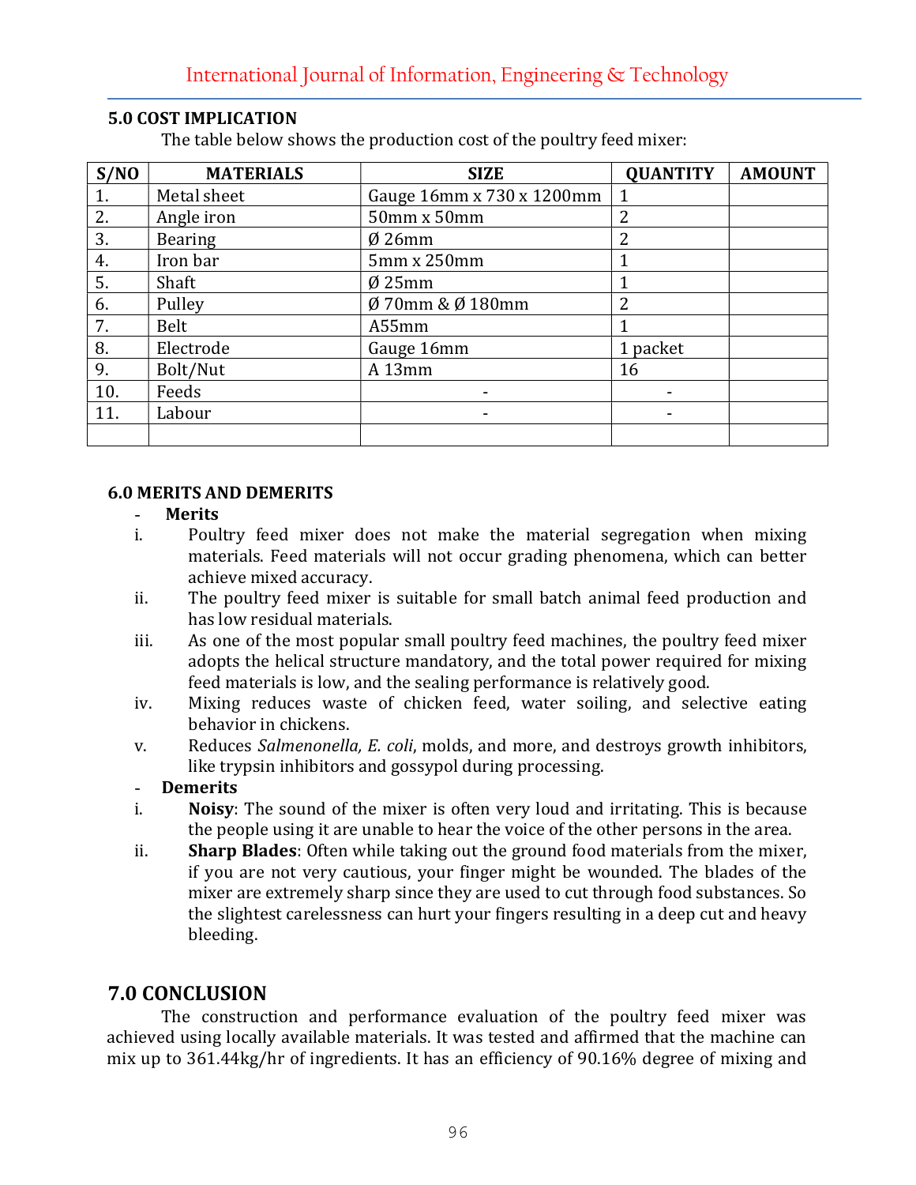## 5.0 COST IMPLICATION

The table below shows the production cost of the poultry feed mixer:

| S/NO | MATERIALS | SIZE | QUANTITY | AMOUNT |
|---|---|---|---|---|
| 1. | Metal sheet | Gauge 16mm x 730 x 1200mm | 1 | |
| 2. | Angle iron | 50mm x 50mm | 2 | |
| 3. | Bearing | Ø 26mm | 2 | |
| 4. | Iron bar | 5mm x 250mm | 1 | |
| 5. | Shaft | Ø 25mm | 1 | |
| 6. | Pulley | Ø 70mm & Ø 180mm | 2 | |
| 7. | Belt | A55mm | 1 | |
| 8. | Electrode | Gauge 16mm | 1 packet | |
| 9. | Bolt/Nut | A 13mm | 16 | |
| 10. | Feeds | - | - | |
| 11. | Labour | - | - | |
| | | | | |

## 6.0 MERITS AND DEMERITS

- **Merits**

i. Poultry feed mixer does not make the material segregation when mixing materials. Feed materials will not occur grading phenomena, which can better achieve mixed accuracy.

ii. The poultry feed mixer is suitable for small batch animal feed production and has low residual materials.

iii. As one of the most popular small poultry feed machines, the poultry feed mixer adopts the helical structure mandatory, and the total power required for mixing feed materials is low, and the sealing performance is relatively good.

iv. Mixing reduces waste of chicken feed, water soiling, and selective eating behavior in chickens.

v. Reduces *Salmenonella, E. coli*, molds, and more, and destroys growth inhibitors, like trypsin inhibitors and gossypol during processing.

- **Demerits**

i. **Noisy**: The sound of the mixer is often very loud and irritating. This is because the people using it are unable to hear the voice of the other persons in the area.

ii. **Sharp Blades**: Often while taking out the ground food materials from the mixer, if you are not very cautious, your finger might be wounded. The blades of the mixer are extremely sharp since they are used to cut through food substances. So the slightest carelessness can hurt your fingers resulting in a deep cut and heavy bleeding.

## 7.0 CONCLUSION

The construction and performance evaluation of the poultry feed mixer was achieved using locally available materials. It was tested and affirmed that the machine can mix up to 361.44kg/hr of ingredients. It has an efficiency of 90.16% degree of mixing and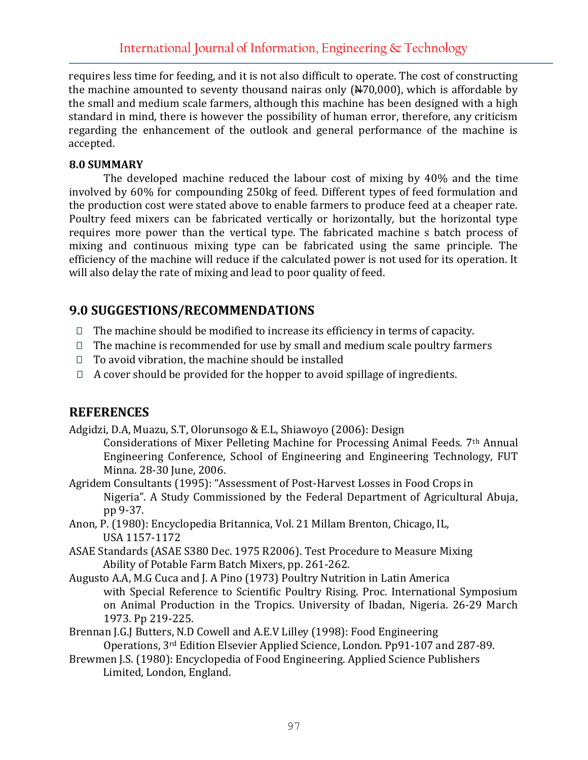requires less time for feeding, and it is not also difficult to operate. The cost of constructing the machine amounted to seventy thousand nairas only (₦70,000), which is affordable by the small and medium scale farmers, although this machine has been designed with a high standard in mind, there is however the possibility of human error, therefore, any criticism regarding the enhancement of the outlook and general performance of the machine is accepted.

**8.0 SUMMARY**

The developed machine reduced the labour cost of mixing by 40% and the time involved by 60% for compounding 250kg of feed. Different types of feed formulation and the production cost were stated above to enable farmers to produce feed at a cheaper rate. Poultry feed mixers can be fabricated vertically or horizontally, but the horizontal type requires more power than the vertical type. The fabricated machine s batch process of mixing and continuous mixing type can be fabricated using the same principle. The efficiency of the machine will reduce if the calculated power is not used for its operation. It will also delay the rate of mixing and lead to poor quality of feed.

## 9.0 SUGGESTIONS/RECOMMENDATIONS

- The machine should be modified to increase its efficiency in terms of capacity.
- The machine is recommended for use by small and medium scale poultry farmers
- To avoid vibration, the machine should be installed
- A cover should be provided for the hopper to avoid spillage of ingredients.

## REFERENCES

Adgidzi, D.A, Muazu, S.T, Olorunsogo & E.L, Shiawoyo (2006): Design Considerations of Mixer Pelleting Machine for Processing Animal Feeds. 7th Annual Engineering Conference, School of Engineering and Engineering Technology, FUT Minna. 28-30 June, 2006.

Agridem Consultants (1995): "Assessment of Post-Harvest Losses in Food Crops in Nigeria". A Study Commissioned by the Federal Department of Agricultural Abuja, pp 9-37.

Anon, P. (1980): Encyclopedia Britannica, Vol. 21 Millam Brenton, Chicago, IL, USA 1157-1172

ASAE Standards (ASAE S380 Dec. 1975 R2006). Test Procedure to Measure Mixing Ability of Potable Farm Batch Mixers, pp. 261-262.

Augusto A.A, M.G Cuca and J. A Pino (1973) Poultry Nutrition in Latin America with Special Reference to Scientific Poultry Rising. Proc. International Symposium on Animal Production in the Tropics. University of Ibadan, Nigeria. 26-29 March 1973. Pp 219-225.

Brennan J.G.J Butters, N.D Cowell and A.E.V Lilley (1998): Food Engineering Operations, 3rd Edition Elsevier Applied Science, London. Pp91-107 and 287-89.

Brewmen J.S. (1980): Encyclopedia of Food Engineering. Applied Science Publishers Limited, London, England.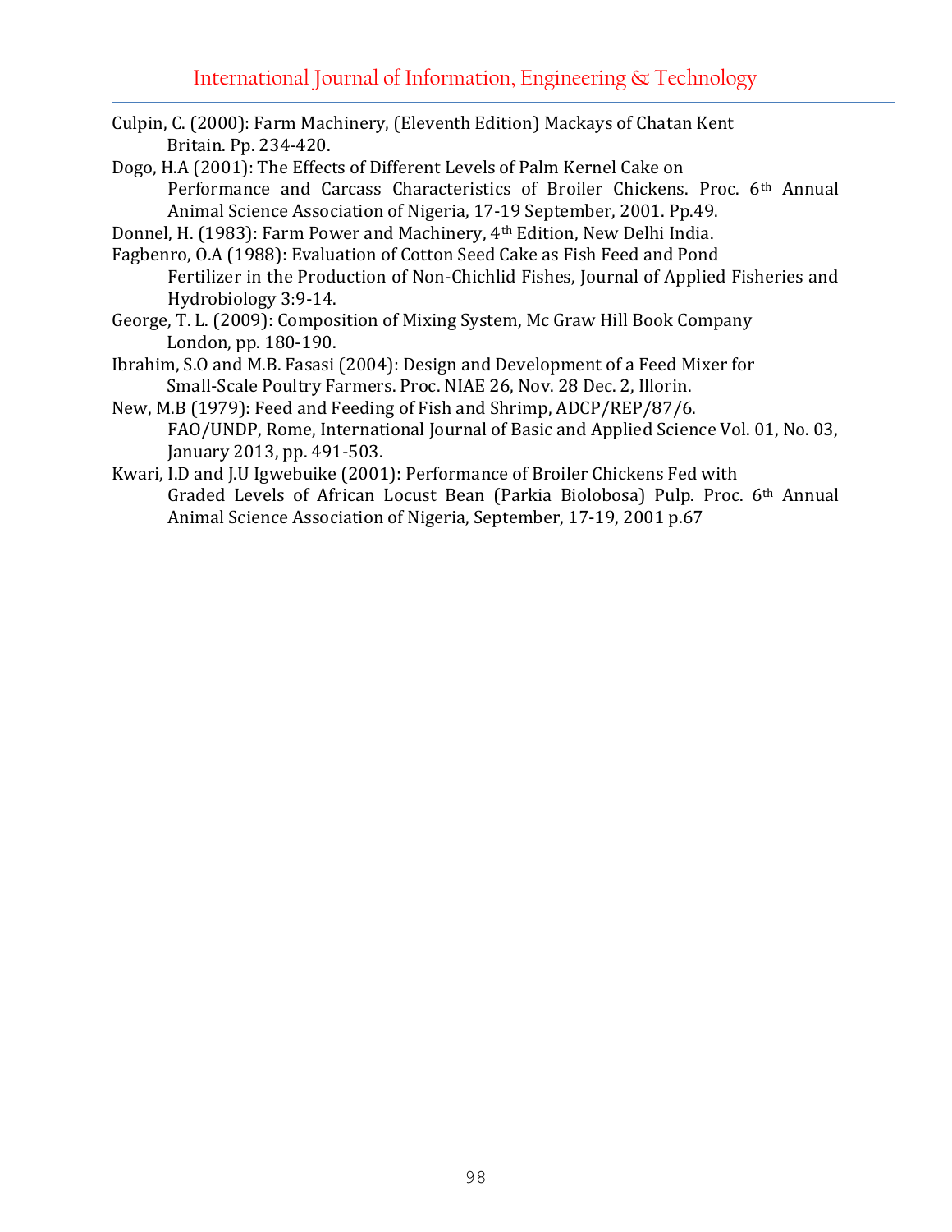Culpin, C. (2000): Farm Machinery, (Eleventh Edition) Mackays of Chatan Kent Britain. Pp. 234-420.

Dogo, H.A (2001): The Effects of Different Levels of Palm Kernel Cake on Performance and Carcass Characteristics of Broiler Chickens. Proc. 6th Annual Animal Science Association of Nigeria, 17-19 September, 2001. Pp.49.

Donnel, H. (1983): Farm Power and Machinery, 4th Edition, New Delhi India.

Fagbenro, O.A (1988): Evaluation of Cotton Seed Cake as Fish Feed and Pond Fertilizer in the Production of Non-Chichlid Fishes, Journal of Applied Fisheries and Hydrobiology 3:9-14.

George, T. L. (2009): Composition of Mixing System, Mc Graw Hill Book Company London, pp. 180-190.

Ibrahim, S.O and M.B. Fasasi (2004): Design and Development of a Feed Mixer for Small-Scale Poultry Farmers. Proc. NIAE 26, Nov. 28 Dec. 2, Illorin.

New, M.B (1979): Feed and Feeding of Fish and Shrimp, ADCP/REP/87/6. FAO/UNDP, Rome, International Journal of Basic and Applied Science Vol. 01, No. 03, January 2013, pp. 491-503.

Kwari, I.D and J.U Igwebuike (2001): Performance of Broiler Chickens Fed with Graded Levels of African Locust Bean (Parkia Biolobosa) Pulp. Proc. 6th Annual Animal Science Association of Nigeria, September, 17-19, 2001 p.67